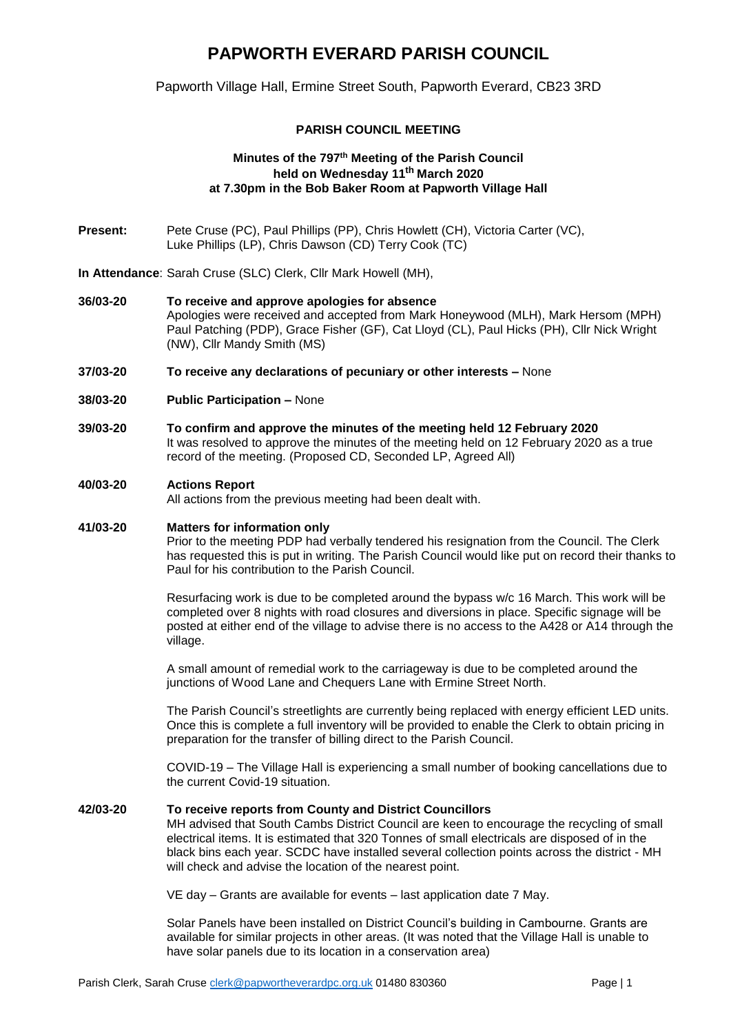# PAPWORTH EVERARD PARISH COUNCIL

Papworth Village Hall, Ermine Street South, Papworth Everard, CB23 3RD

## PARISH COUNCIL MEETING

**Minutes of the 797th Meeting of the Parish Council**
**held on Wednesday 11th March 2020**
**at 7.30pm in the Bob Baker Room at Papworth Village Hall**

**Present:** Pete Cruse (PC), Paul Phillips (PP), Chris Howlett (CH), Victoria Carter (VC), Luke Phillips (LP), Chris Dawson (CD) Terry Cook (TC)

**In Attendance**: Sarah Cruse (SLC) Clerk, Cllr Mark Howell (MH),

**36/03-20 To receive and approve apologies for absence**
Apologies were received and accepted from Mark Honeywood (MLH), Mark Hersom (MPH) Paul Patching (PDP), Grace Fisher (GF), Cat Lloyd (CL), Paul Hicks (PH), Cllr Nick Wright (NW), Cllr Mandy Smith (MS)

**37/03-20 To receive any declarations of pecuniary or other interests –** None

**38/03-20 Public Participation –** None

**39/03-20 To confirm and approve the minutes of the meeting held 12 February 2020**
It was resolved to approve the minutes of the meeting held on 12 February 2020 as a true record of the meeting. (Proposed CD, Seconded LP, Agreed All)

**40/03-20 Actions Report**
All actions from the previous meeting had been dealt with.

**41/03-20 Matters for information only**
Prior to the meeting PDP had verbally tendered his resignation from the Council. The Clerk has requested this is put in writing. The Parish Council would like put on record their thanks to Paul for his contribution to the Parish Council.

Resurfacing work is due to be completed around the bypass w/c 16 March. This work will be completed over 8 nights with road closures and diversions in place. Specific signage will be posted at either end of the village to advise there is no access to the A428 or A14 through the village.

A small amount of remedial work to the carriageway is due to be completed around the junctions of Wood Lane and Chequers Lane with Ermine Street North.

The Parish Council's streetlights are currently being replaced with energy efficient LED units. Once this is complete a full inventory will be provided to enable the Clerk to obtain pricing in preparation for the transfer of billing direct to the Parish Council.

COVID-19 – The Village Hall is experiencing a small number of booking cancellations due to the current Covid-19 situation.

**42/03-20 To receive reports from County and District Councillors**
MH advised that South Cambs District Council are keen to encourage the recycling of small electrical items. It is estimated that 320 Tonnes of small electricals are disposed of in the black bins each year. SCDC have installed several collection points across the district - MH will check and advise the location of the nearest point.

VE day – Grants are available for events – last application date 7 May.

Solar Panels have been installed on District Council's building in Cambourne. Grants are available for similar projects in other areas. (It was noted that the Village Hall is unable to have solar panels due to its location in a conservation area)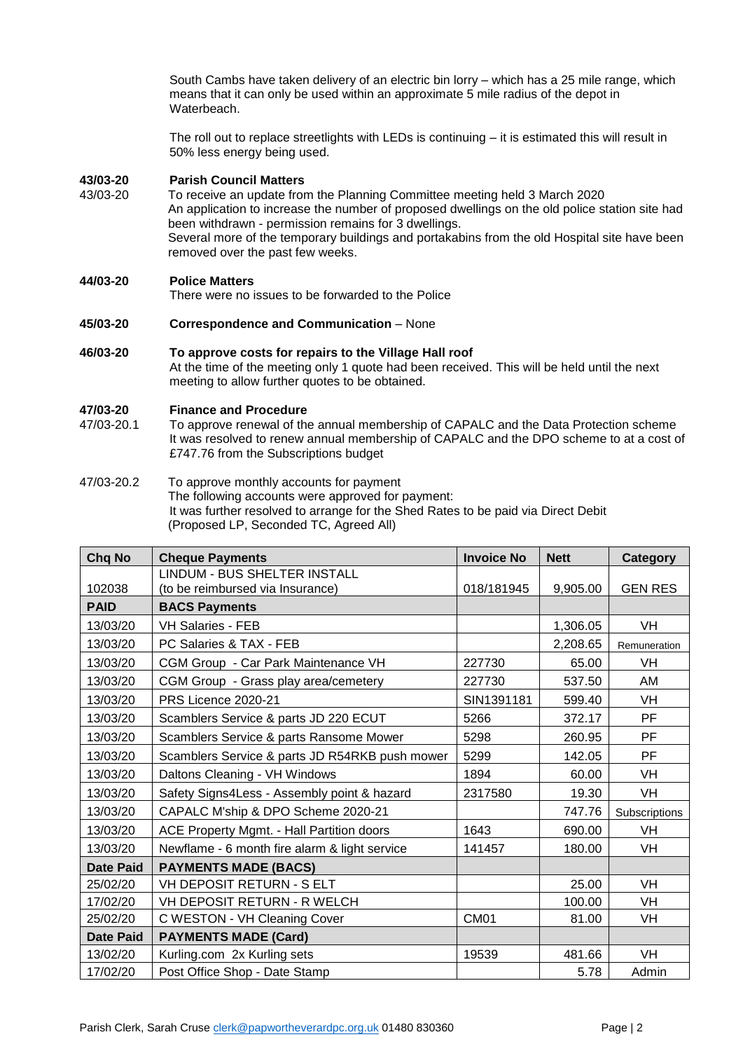South Cambs have taken delivery of an electric bin lorry – which has a 25 mile range, which means that it can only be used within an approximate 5 mile radius of the depot in Waterbeach.

The roll out to replace streetlights with LEDs is continuing – it is estimated this will result in 50% less energy being used.

**43/03-20 Parish Council Matters**

43/03-20 To receive an update from the Planning Committee meeting held 3 March 2020

An application to increase the number of proposed dwellings on the old police station site had been withdrawn - permission remains for 3 dwellings.

Several more of the temporary buildings and portakabins from the old Hospital site have been removed over the past few weeks.

**44/03-20 Police Matters**

There were no issues to be forwarded to the Police

**45/03-20 Correspondence and Communication** – None

**46/03-20 To approve costs for repairs to the Village Hall roof**

At the time of the meeting only 1 quote had been received. This will be held until the next meeting to allow further quotes to be obtained.

**47/03-20 Finance and Procedure**

47/03-20.1 To approve renewal of the annual membership of CAPALC and the Data Protection scheme

It was resolved to renew annual membership of CAPALC and the DPO scheme to at a cost of £747.76 from the Subscriptions budget

47/03-20.2 To approve monthly accounts for payment

The following accounts were approved for payment:

It was further resolved to arrange for the Shed Rates to be paid via Direct Debit

(Proposed LP, Seconded TC, Agreed All)

| Chq No | Cheque Payments | Invoice No | Nett | Category |
|---|---|---|---|---|
| 102038 | LINDUM - BUS SHELTER INSTALL (to be reimbursed via Insurance) | 018/181945 | 9,905.00 | GEN RES |
| **PAID** | **BACS Payments** | | | |
| 13/03/20 | VH Salaries - FEB | | 1,306.05 | VH |
| 13/03/20 | PC Salaries & TAX - FEB | | 2,208.65 | Remuneration |
| 13/03/20 | CGM Group - Car Park Maintenance VH | 227730 | 65.00 | VH |
| 13/03/20 | CGM Group - Grass play area/cemetery | 227730 | 537.50 | AM |
| 13/03/20 | PRS Licence 2020-21 | SIN1391181 | 599.40 | VH |
| 13/03/20 | Scamblers Service & parts JD 220 ECUT | 5266 | 372.17 | PF |
| 13/03/20 | Scamblers Service & parts Ransome Mower | 5298 | 260.95 | PF |
| 13/03/20 | Scamblers Service & parts JD R54RKB push mower | 5299 | 142.05 | PF |
| 13/03/20 | Daltons Cleaning - VH Windows | 1894 | 60.00 | VH |
| 13/03/20 | Safety Signs4Less - Assembly point & hazard | 2317580 | 19.30 | VH |
| 13/03/20 | CAPALC M'ship & DPO Scheme 2020-21 | | 747.76 | Subscriptions |
| 13/03/20 | ACE Property Mgmt. - Hall Partition doors | 1643 | 690.00 | VH |
| 13/03/20 | Newflame - 6 month fire alarm & light service | 141457 | 180.00 | VH |
| **Date Paid** | **PAYMENTS MADE (BACS)** | | | |
| 25/02/20 | VH DEPOSIT RETURN - S ELT | | 25.00 | VH |
| 17/02/20 | VH DEPOSIT RETURN - R WELCH | | 100.00 | VH |
| 25/02/20 | C WESTON - VH Cleaning Cover | CM01 | 81.00 | VH |
| **Date Paid** | **PAYMENTS MADE (Card)** | | | |
| 13/02/20 | Kurling.com 2x Kurling sets | 19539 | 481.66 | VH |
| 17/02/20 | Post Office Shop - Date Stamp | | 5.78 | Admin |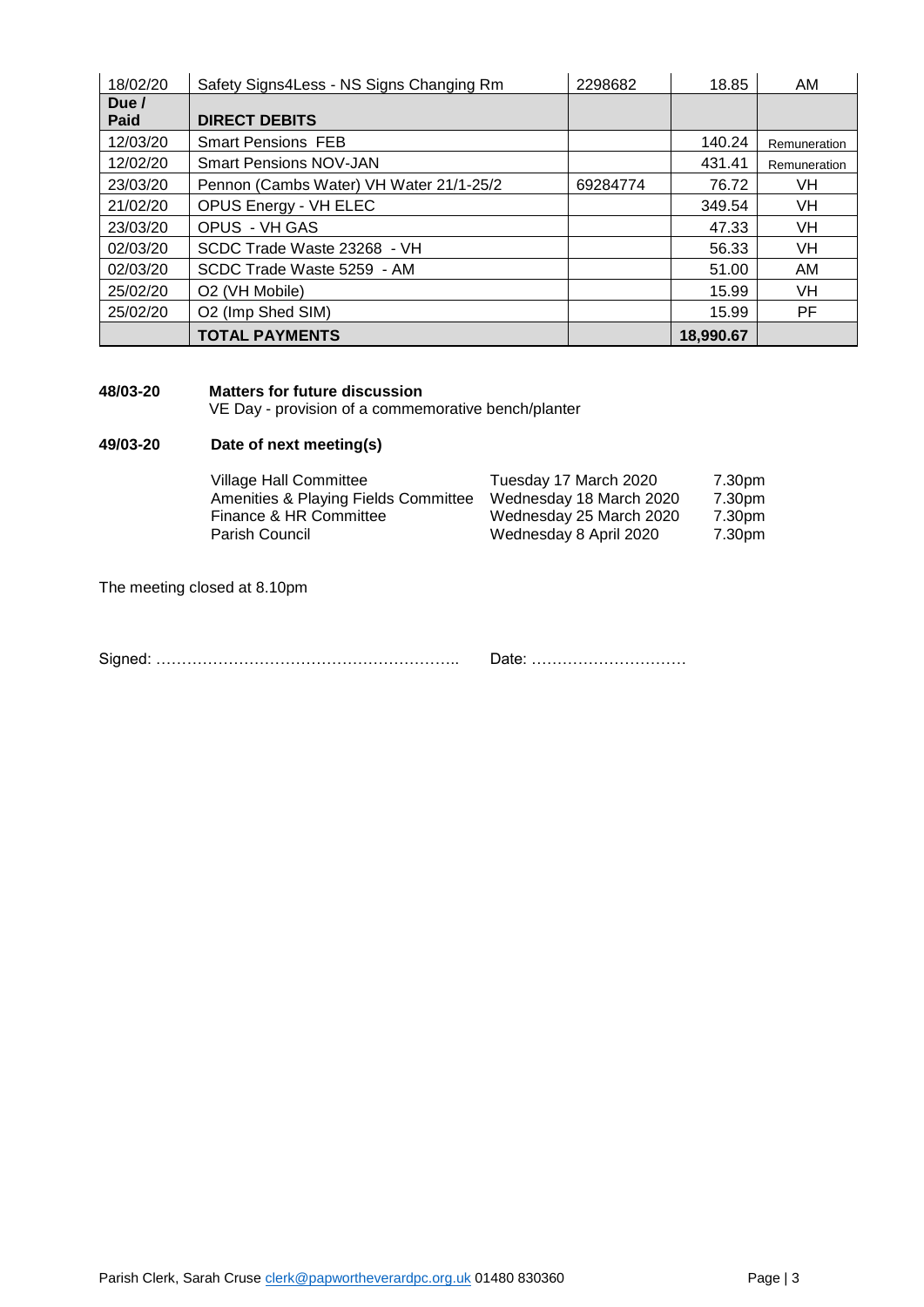| | | | | |
|---|---|---|---|---|
| 18/02/20 | Safety Signs4Less - NS Signs Changing Rm | 2298682 | 18.85 | AM |
| **Due / Paid** | **DIRECT DEBITS** | | | |
| 12/03/20 | Smart Pensions FEB | | 140.24 | Remuneration |
| 12/02/20 | Smart Pensions NOV-JAN | | 431.41 | Remuneration |
| 23/03/20 | Pennon (Cambs Water) VH Water 21/1-25/2 | 69284774 | 76.72 | VH |
| 21/02/20 | OPUS Energy - VH ELEC | | 349.54 | VH |
| 23/03/20 | OPUS - VH GAS | | 47.33 | VH |
| 02/03/20 | SCDC Trade Waste 23268 - VH | | 56.33 | VH |
| 02/03/20 | SCDC Trade Waste 5259 - AM | | 51.00 | AM |
| 25/02/20 | O2 (VH Mobile) | | 15.99 | VH |
| 25/02/20 | O2 (Imp Shed SIM) | | 15.99 | PF |
| | **TOTAL PAYMENTS** | | **18,990.67** | |

**48/03-20 Matters for future discussion**

VE Day - provision of a commemorative bench/planter

**49/03-20 Date of next meeting(s)**

| | | |
|---|---|---|
| Village Hall Committee | Tuesday 17 March 2020 | 7.30pm |
| Amenities & Playing Fields Committee | Wednesday 18 March 2020 | 7.30pm |
| Finance & HR Committee | Wednesday 25 March 2020 | 7.30pm |
| Parish Council | Wednesday 8 April 2020 | 7.30pm |

The meeting closed at 8.10pm

Signed: ………………………………………………….. Date: …………………………

Parish Clerk, Sarah Cruse clerk@papwortheverardpc.org.uk 01480 830360